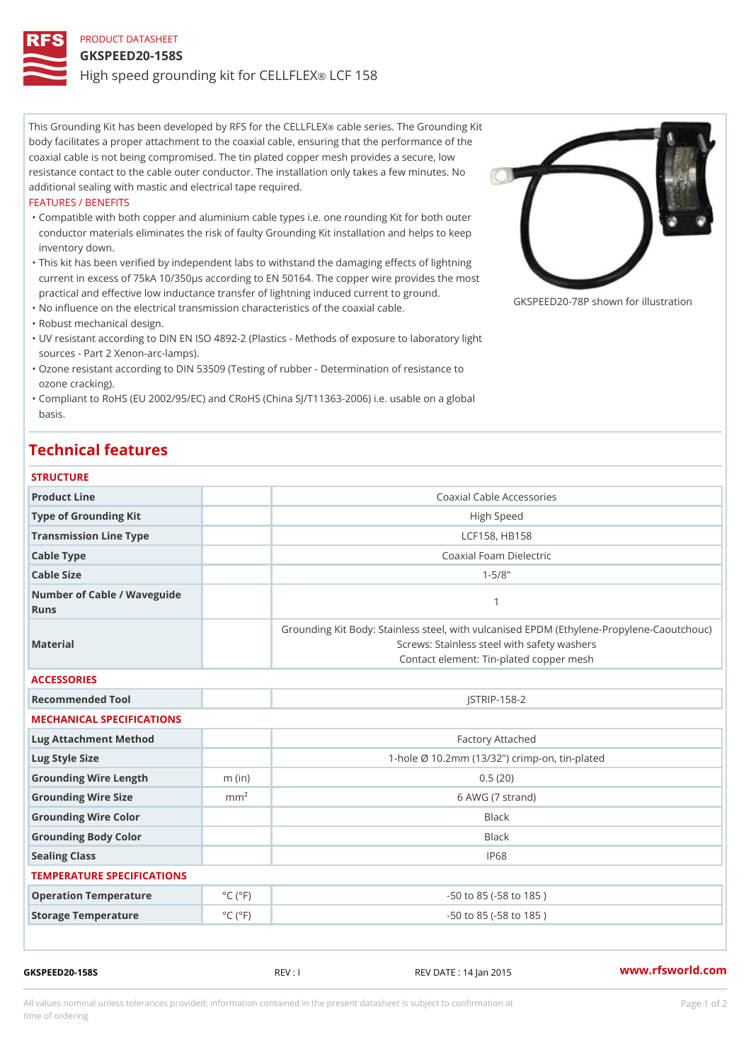PRODUCT DATASHEET

# GKSPEED20-158S

High speed grounding kit for CELLFLEX® LCF 158

This Grounding Kit has been developed by RFS for the CELLFLEX® cable series. The Grounding Kit body facilitates a proper attachment to the coaxial cable, ensuring that the performance of the coaxial cable is not being compromised. The tin plated copper mesh provides a secure, low resistance contact to the cable outer conductor. The installation only takes a few minutes. No additional sealing with mastic and electrical tape required.

FEATURES / BENEFITS

- Compatible with both copper and aluminium cable types i.e. one rounding Kit for both outer conductor materials eliminates the risk of faulty Grounding Kit installation and helps to keep inventory down.
- This kit has been verified by independent labs to withstand the damaging effects of lightning current in excess of 75kA 10/350µs according to EN 50164. The copper wire provides the most practical and effective low inductance transfer of lightning induced current to ground.
- No influence on the electrical transmission characteristics of the coaxial cable.
- Robust mechanical design.
- UV resistant according to DIN EN ISO 4892-2 (Plastics - Methods of exposure to laboratory light sources - Part 2 Xenon-arc-lamps).
- Ozone resistant according to DIN 53509 (Testing of rubber - Determination of resistance to ozone cracking).
- Compliant to RoHS (EU 2002/95/EC) and CRoHS (China SJ/T11363-2006) i.e. usable on a global basis.

GKSPEED20-78P shown for illustration

## Technical features

### STRUCTURE

| | | |
|---|---|---|
| Product Line | | Coaxial Cable Accessories |
| Type of Grounding Kit | | High Speed |
| Transmission Line Type | | LCF158, HB158 |
| Cable Type | | Coaxial Foam Dielectric |
| Cable Size | | 1-5/8" |
| Number of Cable / Waveguide Runs | | 1 |
| Material | | Grounding Kit Body: Stainless steel, with vulcanised EPDM (Ethylene-Propylene-Caoutchouc)<br>Screws: Stainless steel with safety washers<br>Contact element: Tin-plated copper mesh |

### ACCESSORIES

| | | |
|---|---|---|
| Recommended Tool | | JSTRIP-158-2 |

### MECHANICAL SPECIFICATIONS

| | | |
|---|---|---|
| Lug Attachment Method | | Factory Attached |
| Lug Style Size | | 1-hole Ø 10.2mm (13/32") crimp-on, tin-plated |
| Grounding Wire Length | m (in) | 0.5 (20) |
| Grounding Wire Size | mm² | 6 AWG (7 strand) |
| Grounding Wire Color | | Black |
| Grounding Body Color | | Black |
| Sealing Class | | IP68 |

### TEMPERATURE SPECIFICATIONS

| | | |
|---|---|---|
| Operation Temperature | °C (°F) | -50 to 85 (-58 to 185 ) |
| Storage Temperature | °C (°F) | -50 to 85 (-58 to 185 ) |

GKSPEED20-158S REV : I REV DATE : 14 Jan 2015 www.rfsworld.com

All values nominal unless tolerances provided; information contained in the present datasheet is subject to confirmation at time of ordering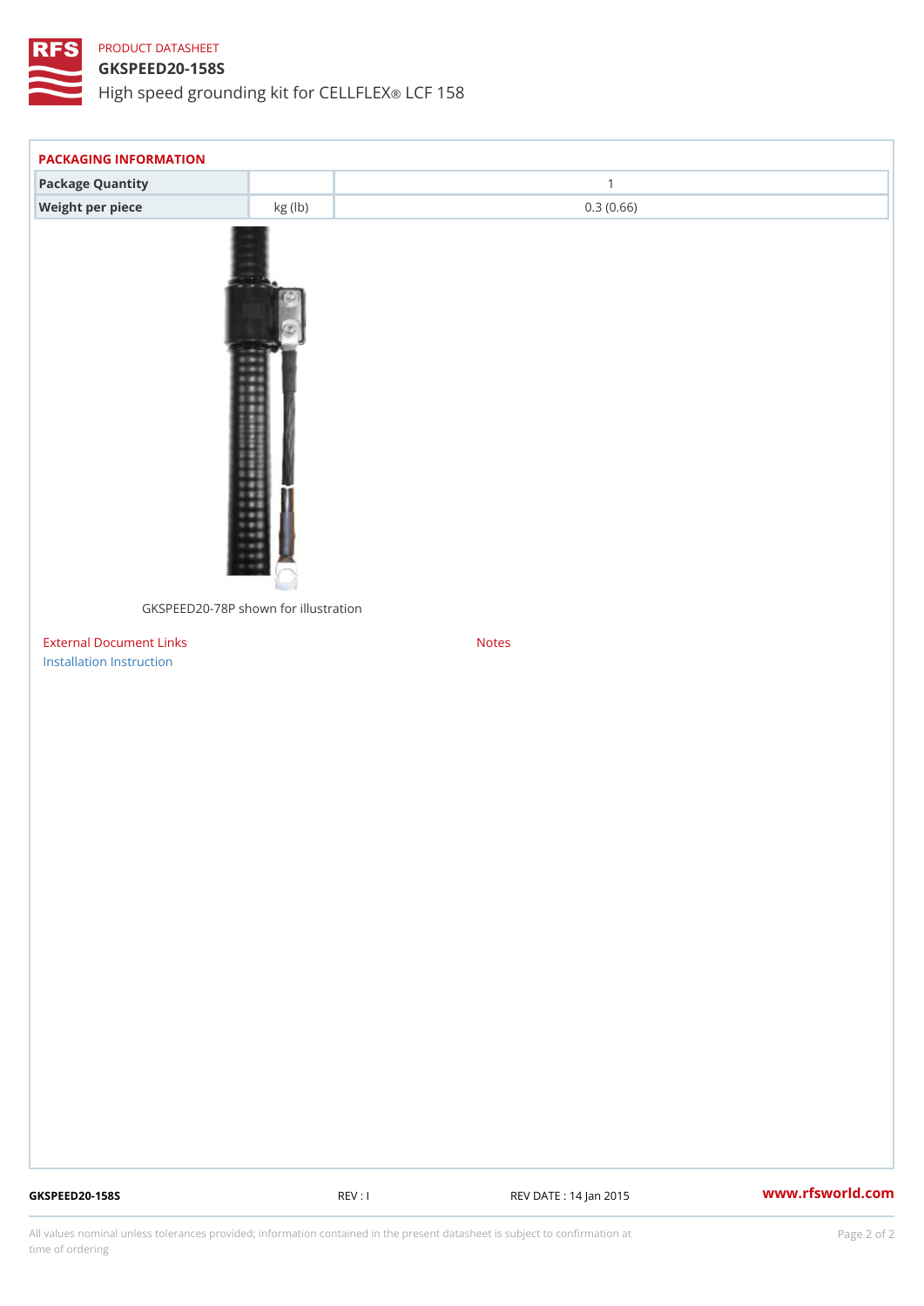PRODUCT DATASHEET

# GKSPEED20-158S

High speed grounding kit for CELLFLEX® LCF 158

## PACKAGING INFORMATION

| | | |
|---|---|---|
| Package Quantity | | 1 |
| Weight per piece | kg (lb) | 0.3 (0.66) |

GKSPEED20-78P shown for illustration

**External Document Links**

Installation Instruction

**Notes**

GKSPEED20-158S REV : I REV DATE : 14 Jan 2015 www.rfsworld.com

All values nominal unless tolerances provided; information contained in the present datasheet is subject to confirmation at time of ordering